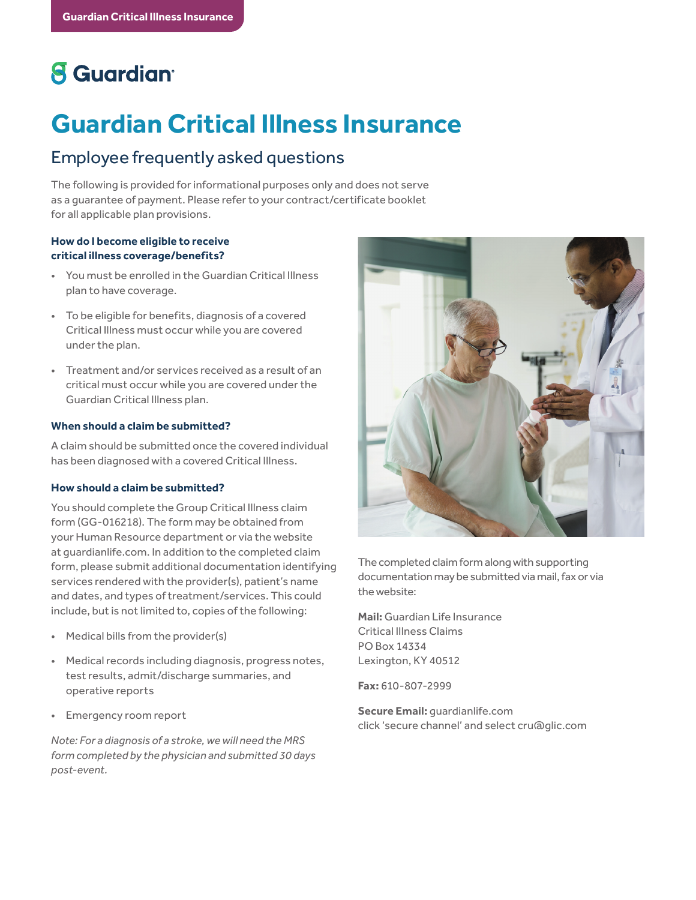Guardian Critical Illness Insurance

Guardian

# Guardian Critical Illness Insurance

## Employee frequently asked questions

The following is provided for informational purposes only and does not serve as a guarantee of payment. Please refer to your contract/certificate booklet for all applicable plan provisions.

### How do I become eligible to receive critical illness coverage/benefits?

- You must be enrolled in the Guardian Critical Illness plan to have coverage.
- To be eligible for benefits, diagnosis of a covered Critical Illness must occur while you are covered under the plan.
- Treatment and/or services received as a result of an critical must occur while you are covered under the Guardian Critical Illness plan.

### When should a claim be submitted?

A claim should be submitted once the covered individual has been diagnosed with a covered Critical Illness.

### How should a claim be submitted?

You should complete the Group Critical Illness claim form (GG-016218). The form may be obtained from your Human Resource department or via the website at guardianlife.com. In addition to the completed claim form, please submit additional documentation identifying services rendered with the provider(s), patient's name and dates, and types of treatment/services. This could include, but is not limited to, copies of the following:

- Medical bills from the provider(s)
- Medical records including diagnosis, progress notes, test results, admit/discharge summaries, and operative reports
- Emergency room report

*Note: For a diagnosis of a stroke, we will need the MRS form completed by the physician and submitted 30 days post-event.*

The completed claim form along with supporting documentation may be submitted via mail, fax or via the website:

**Mail:** Guardian Life Insurance
Critical Illness Claims
PO Box 14334
Lexington, KY 40512

**Fax:** 610-807-2999

**Secure Email:** guardianlife.com
click 'secure channel' and select cru@glic.com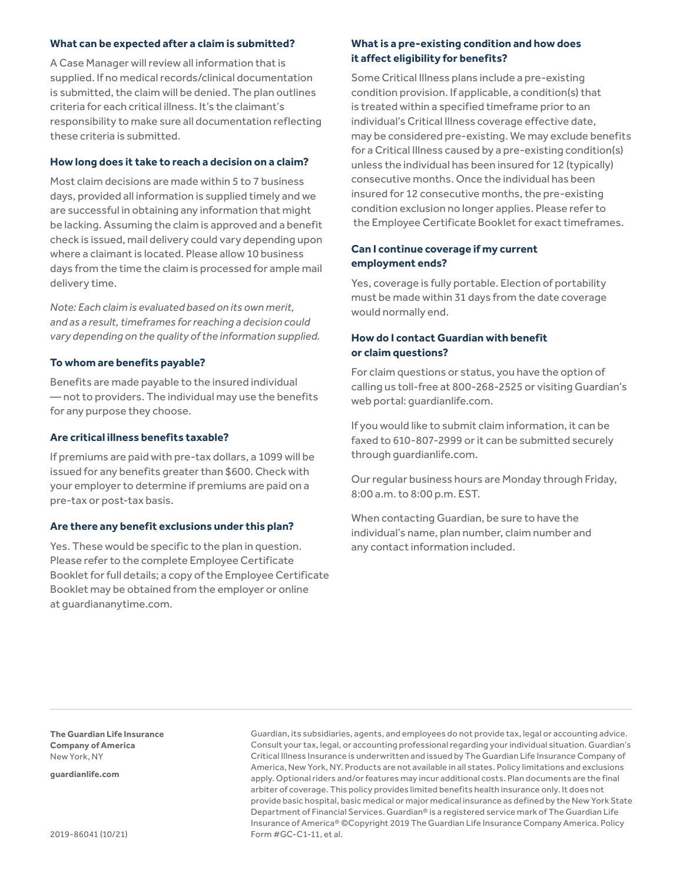### What can be expected after a claim is submitted?

A Case Manager will review all information that is supplied. If no medical records/clinical documentation is submitted, the claim will be denied. The plan outlines criteria for each critical illness. It's the claimant's responsibility to make sure all documentation reflecting these criteria is submitted.

### How long does it take to reach a decision on a claim?

Most claim decisions are made within 5 to 7 business days, provided all information is supplied timely and we are successful in obtaining any information that might be lacking. Assuming the claim is approved and a benefit check is issued, mail delivery could vary depending upon where a claimant is located. Please allow 10 business days from the time the claim is processed for ample mail delivery time.

*Note: Each claim is evaluated based on its own merit, and as a result, timeframes for reaching a decision could vary depending on the quality of the information supplied.*

### To whom are benefits payable?

Benefits are made payable to the insured individual — not to providers. The individual may use the benefits for any purpose they choose.

### Are critical illness benefits taxable?

If premiums are paid with pre-tax dollars, a 1099 will be issued for any benefits greater than $600. Check with your employer to determine if premiums are paid on a pre-tax or post-tax basis.

### Are there any benefit exclusions under this plan?

Yes. These would be specific to the plan in question. Please refer to the complete Employee Certificate Booklet for full details; a copy of the Employee Certificate Booklet may be obtained from the employer or online at guardiananytime.com.

### What is a pre-existing condition and how does it affect eligibility for benefits?

Some Critical Illness plans include a pre-existing condition provision. If applicable, a condition(s) that is treated within a specified timeframe prior to an individual's Critical Illness coverage effective date, may be considered pre-existing. We may exclude benefits for a Critical Illness caused by a pre-existing condition(s) unless the individual has been insured for 12 (typically) consecutive months. Once the individual has been insured for 12 consecutive months, the pre-existing condition exclusion no longer applies. Please refer to the Employee Certificate Booklet for exact timeframes.

### Can I continue coverage if my current employment ends?

Yes, coverage is fully portable. Election of portability must be made within 31 days from the date coverage would normally end.

### How do I contact Guardian with benefit or claim questions?

For claim questions or status, you have the option of calling us toll-free at 800-268-2525 or visiting Guardian's web portal: guardianlife.com.

If you would like to submit claim information, it can be faxed to 610-807-2999 or it can be submitted securely through guardianlife.com.

Our regular business hours are Monday through Friday, 8:00 a.m. to 8:00 p.m. EST.

When contacting Guardian, be sure to have the individual's name, plan number, claim number and any contact information included.

---

**The Guardian Life Insurance Company of America**
New York, NY

**guardianlife.com**

2019-86041 (10/21)

Guardian, its subsidiaries, agents, and employees do not provide tax, legal or accounting advice. Consult your tax, legal, or accounting professional regarding your individual situation. Guardian's Critical Illness Insurance is underwritten and issued by The Guardian Life Insurance Company of America, New York, NY. Products are not available in all states. Policy limitations and exclusions apply. Optional riders and/or features may incur additional costs. Plan documents are the final arbiter of coverage. This policy provides limited benefits health insurance only. It does not provide basic hospital, basic medical or major medical insurance as defined by the New York State Department of Financial Services. Guardian® is a registered service mark of The Guardian Life Insurance of America® ©Copyright 2019 The Guardian Life Insurance Company America. Policy Form #GC-C1-11, et al.